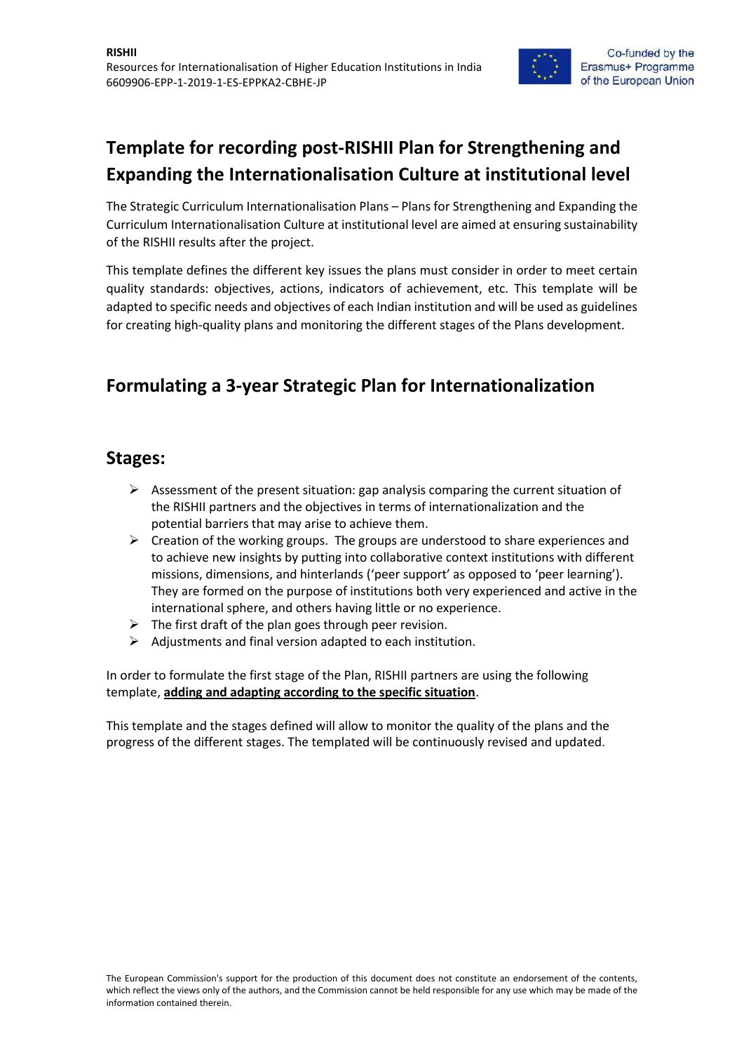# Template for recording post-RISHII Plan for Strengthening and Expanding the Internationalisation Culture at institutional level

The Strategic Curriculum Internationalisation Plans – Plans for Strengthening and Expanding the Curriculum Internationalisation Culture at institutional level are aimed at ensuring sustainability of the RISHII results after the project.

This template defines the different key issues the plans must consider in order to meet certain quality standards: objectives, actions, indicators of achievement, etc. This template will be adapted to specific needs and objectives of each Indian institution and will be used as guidelines for creating high-quality plans and monitoring the different stages of the Plans development.

## Formulating a 3-year Strategic Plan for Internationalization

## Stages:

- Assessment of the present situation: gap analysis comparing the current situation of the RISHII partners and the objectives in terms of internationalization and the potential barriers that may arise to achieve them.
- Creation of the working groups. The groups are understood to share experiences and to achieve new insights by putting into collaborative context institutions with different missions, dimensions, and hinterlands ('peer support' as opposed to 'peer learning'). They are formed on the purpose of institutions both very experienced and active in the international sphere, and others having little or no experience.
- The first draft of the plan goes through peer revision.
- Adjustments and final version adapted to each institution.

In order to formulate the first stage of the Plan, RISHII partners are using the following template, **adding and adapting according to the specific situation**.

This template and the stages defined will allow to monitor the quality of the plans and the progress of the different stages. The templated will be continuously revised and updated.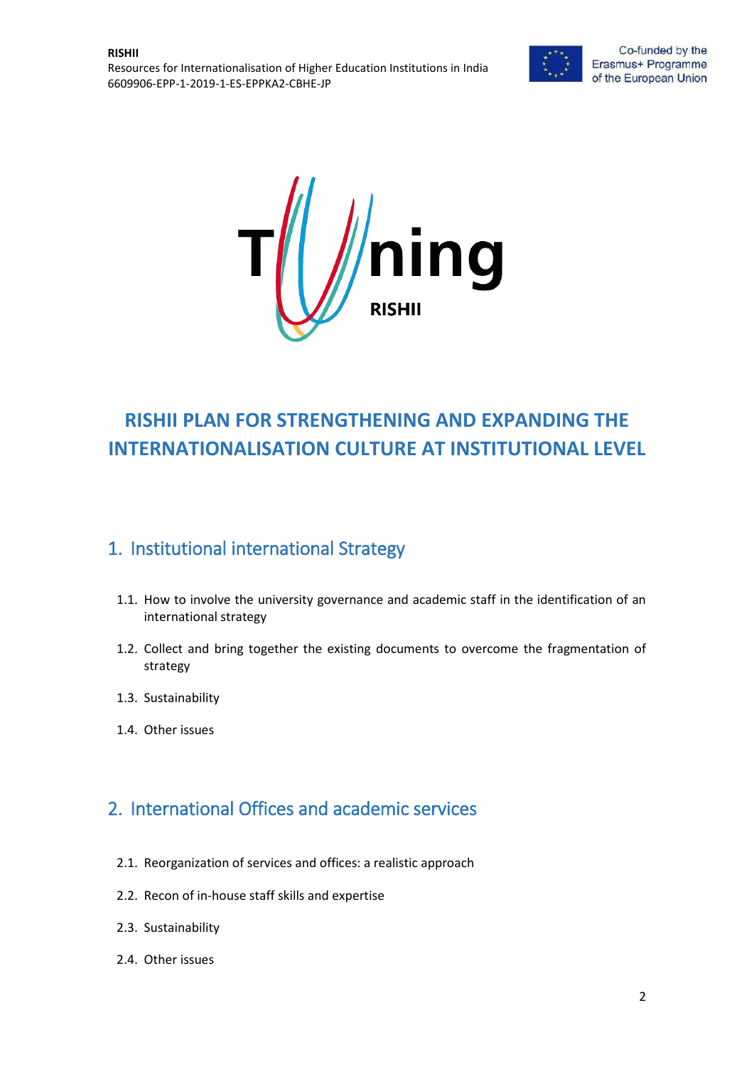# RISHII PLAN FOR STRENGTHENING AND EXPANDING THE INTERNATIONALISATION CULTURE AT INSTITUTIONAL LEVEL

## 1. Institutional international Strategy

1.1. How to involve the university governance and academic staff in the identification of an international strategy

1.2. Collect and bring together the existing documents to overcome the fragmentation of strategy

1.3. Sustainability

1.4. Other issues

## 2. International Offices and academic services

2.1. Reorganization of services and offices: a realistic approach

2.2. Recon of in-house staff skills and expertise

2.3. Sustainability

2.4. Other issues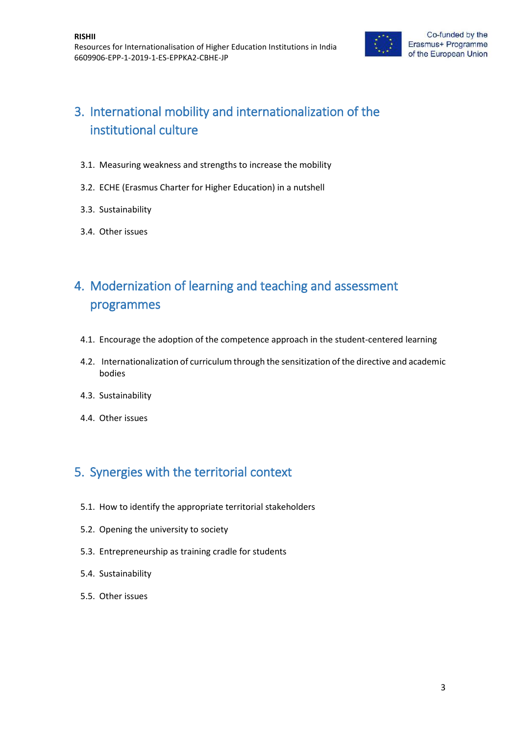## 3. International mobility and internationalization of the institutional culture

3.1. Measuring weakness and strengths to increase the mobility

3.2. ECHE (Erasmus Charter for Higher Education) in a nutshell

3.3. Sustainability

3.4. Other issues

## 4. Modernization of learning and teaching and assessment programmes

4.1. Encourage the adoption of the competence approach in the student-centered learning

4.2. Internationalization of curriculum through the sensitization of the directive and academic bodies

4.3. Sustainability

4.4. Other issues

## 5. Synergies with the territorial context

5.1. How to identify the appropriate territorial stakeholders

5.2. Opening the university to society

5.3. Entrepreneurship as training cradle for students

5.4. Sustainability

5.5. Other issues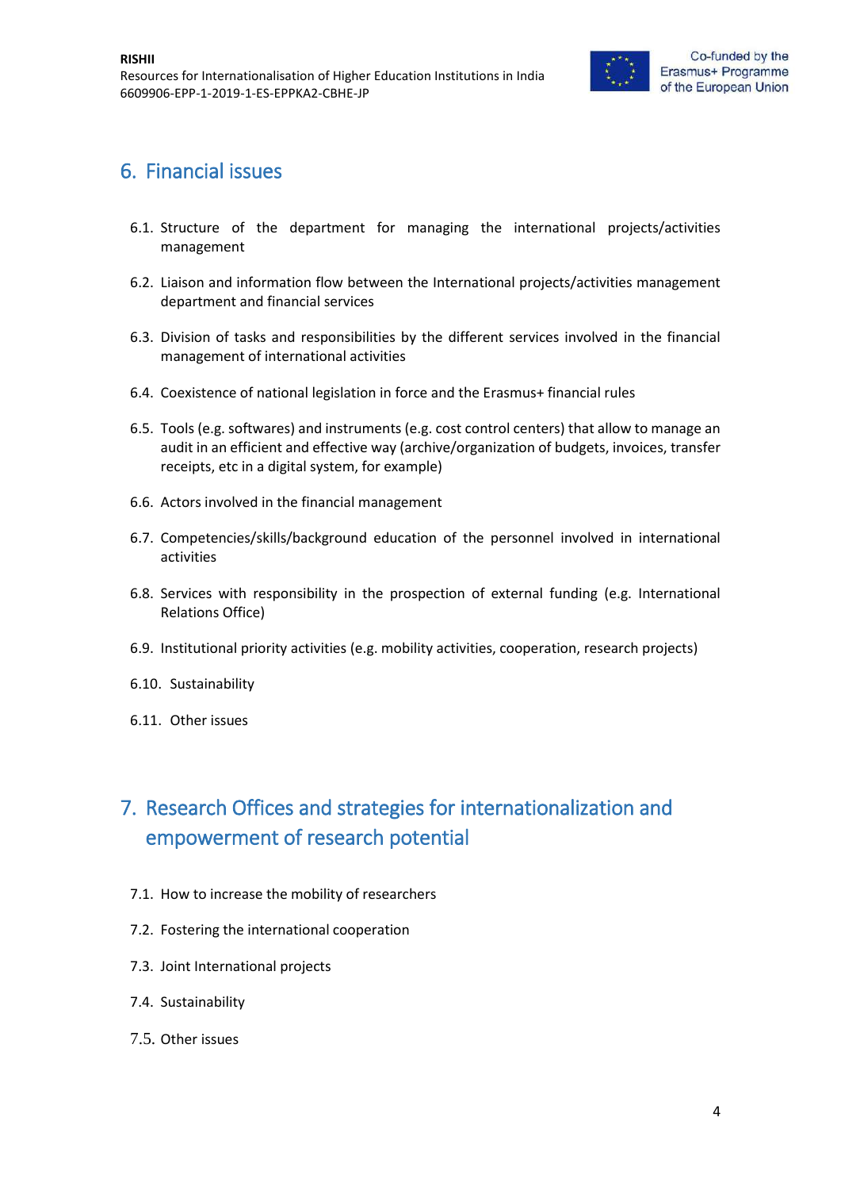## 6. Financial issues

6.1. Structure of the department for managing the international projects/activities management

6.2. Liaison and information flow between the International projects/activities management department and financial services

6.3. Division of tasks and responsibilities by the different services involved in the financial management of international activities

6.4. Coexistence of national legislation in force and the Erasmus+ financial rules

6.5. Tools (e.g. softwares) and instruments (e.g. cost control centers) that allow to manage an audit in an efficient and effective way (archive/organization of budgets, invoices, transfer receipts, etc in a digital system, for example)

6.6. Actors involved in the financial management

6.7. Competencies/skills/background education of the personnel involved in international activities

6.8. Services with responsibility in the prospection of external funding (e.g. International Relations Office)

6.9. Institutional priority activities (e.g. mobility activities, cooperation, research projects)

6.10. Sustainability

6.11. Other issues

## 7. Research Offices and strategies for internationalization and empowerment of research potential

7.1. How to increase the mobility of researchers

7.2. Fostering the international cooperation

7.3. Joint International projects

7.4. Sustainability

7.5. Other issues